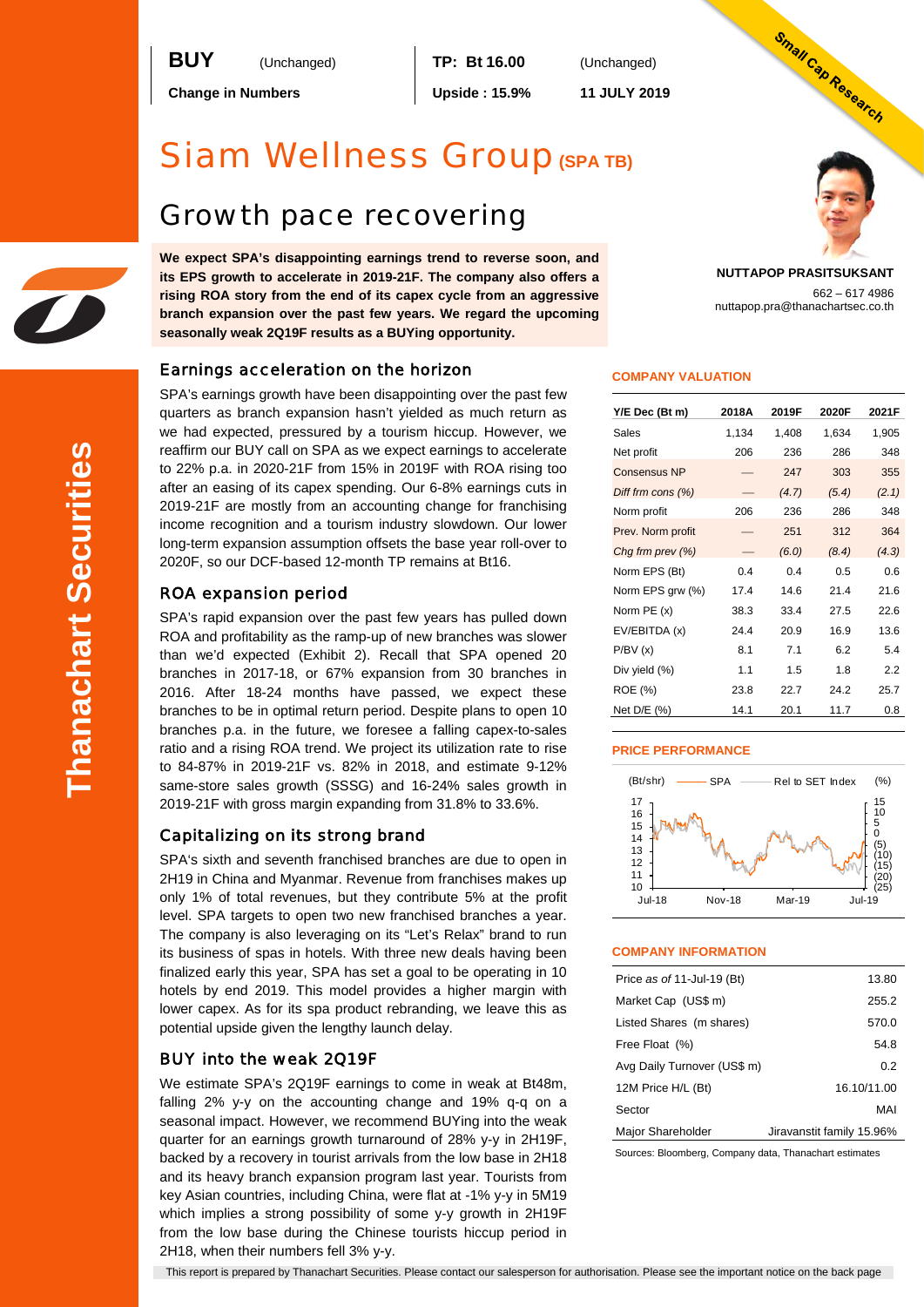**BUY** (Unchanged)

**Change in Numbers**

**TP: Bt 16.00** (Unchanged)

**Upside : 15.9%**

**11 JULY 2019**

Small Cap Research

# Siam Wellness Group (SPA TB)

## Growth pace recovering

**We expect SPA's disappointing earnings trend to reverse soon, and its EPS growth to accelerate in 2019-21F. The company also offers a rising ROA story from the end of its capex cycle from an aggressive branch expansion over the past few years. We regard the upcoming seasonally weak 2Q19F results as a BUYing opportunity.**

**NUTTAPOP PRASITSUKSANT**

662 – 617 4986

nuttapop.pra@thanachartsec.co.th

### Earnings acceleration on the horizon

SPA's earnings growth have been disappointing over the past few quarters as branch expansion hasn't yielded as much return as we had expected, pressured by a tourism hiccup. However, we reaffirm our BUY call on SPA as we expect earnings to accelerate to 22% p.a. in 2020-21F from 15% in 2019F with ROA rising too after an easing of its capex spending. Our 6-8% earnings cuts in 2019-21F are mostly from an accounting change for franchising income recognition and a tourism industry slowdown. Our lower long-term expansion assumption offsets the base year roll-over to 2020F, so our DCF-based 12-month TP remains at Bt16.

### ROA expansion period

SPA's rapid expansion over the past few years has pulled down ROA and profitability as the ramp-up of new branches was slower than we'd expected (Exhibit 2). Recall that SPA opened 20 branches in 2017-18, or 67% expansion from 30 branches in 2016. After 18-24 months have passed, we expect these branches to be in optimal return period. Despite plans to open 10 branches p.a. in the future, we foresee a falling capex-to-sales ratio and a rising ROA trend. We project its utilization rate to rise to 84-87% in 2019-21F vs. 82% in 2018, and estimate 9-12% same-store sales growth (SSSG) and 16-24% sales growth in 2019-21F with gross margin expanding from 31.8% to 33.6%.

### Capitalizing on its strong brand

SPA's sixth and seventh franchised branches are due to open in 2H19 in China and Myanmar. Revenue from franchises makes up only 1% of total revenues, but they contribute 5% at the profit level. SPA targets to open two new franchised branches a year. The company is also leveraging on its "Let's Relax" brand to run its business of spas in hotels. With three new deals having been finalized early this year, SPA has set a goal to be operating in 10 hotels by end 2019. This model provides a higher margin with lower capex. As for its spa product rebranding, we leave this as potential upside given the lengthy launch delay.

### BUY into the weak 2Q19F

We estimate SPA's 2Q19F earnings to come in weak at Bt48m, falling 2% y-y on the accounting change and 19% q-q on a seasonal impact. However, we recommend BUYing into the weak quarter for an earnings growth turnaround of 28% y-y in 2H19F, backed by a recovery in tourist arrivals from the low base in 2H18 and its heavy branch expansion program last year. Tourists from key Asian countries, including China, were flat at -1% y-y in 5M19 which implies a strong possibility of some y-y growth in 2H19F from the low base during the Chinese tourists hiccup period in 2H18, when their numbers fell 3% y-y.

#### COMPANY VALUATION

| Y/E Dec (Bt m) | 2018A | 2019F | 2020F | 2021F |
|---|---|---|---|---|
| Sales | 1,134 | 1,408 | 1,634 | 1,905 |
| Net profit | 206 | 236 | 286 | 348 |
| Consensus NP | — | 247 | 303 | 355 |
| *Diff frm cons (%)* | — | *(4.7)* | *(5.4)* | *(2.1)* |
| Norm profit | 206 | 236 | 286 | 348 |
| Prev. Norm profit | — | 251 | 312 | 364 |
| *Chg frm prev (%)* | — | *(6.0)* | *(8.4)* | *(4.3)* |
| Norm EPS (Bt) | 0.4 | 0.4 | 0.5 | 0.6 |
| Norm EPS grw (%) | 17.4 | 14.6 | 21.4 | 21.6 |
| Norm PE (x) | 38.3 | 33.4 | 27.5 | 22.6 |
| EV/EBITDA (x) | 24.4 | 20.9 | 16.9 | 13.6 |
| P/BV (x) | 8.1 | 7.1 | 6.2 | 5.4 |
| Div yield (%) | 1.1 | 1.5 | 1.8 | 2.2 |
| ROE (%) | 23.8 | 22.7 | 24.2 | 25.7 |
| Net D/E (%) | 14.1 | 20.1 | 11.7 | 0.8 |

#### PRICE PERFORMANCE

#### COMPANY INFORMATION

| | |
|---|---|
| Price *as of* 11-Jul-19 (Bt) | 13.80 |
| Market Cap (US$ m) | 255.2 |
| Listed Shares (m shares) | 570.0 |
| Free Float (%) | 54.8 |
| Avg Daily Turnover (US$ m) | 0.2 |
| 12M Price H/L (Bt) | 16.10/11.00 |
| Sector | MAI |
| Major Shareholder | Jiravanstit family 15.96% |

Sources: Bloomberg, Company data, Thanachart estimates

This report is prepared by Thanachart Securities. Please contact our salesperson for authorisation. Please see the important notice on the back page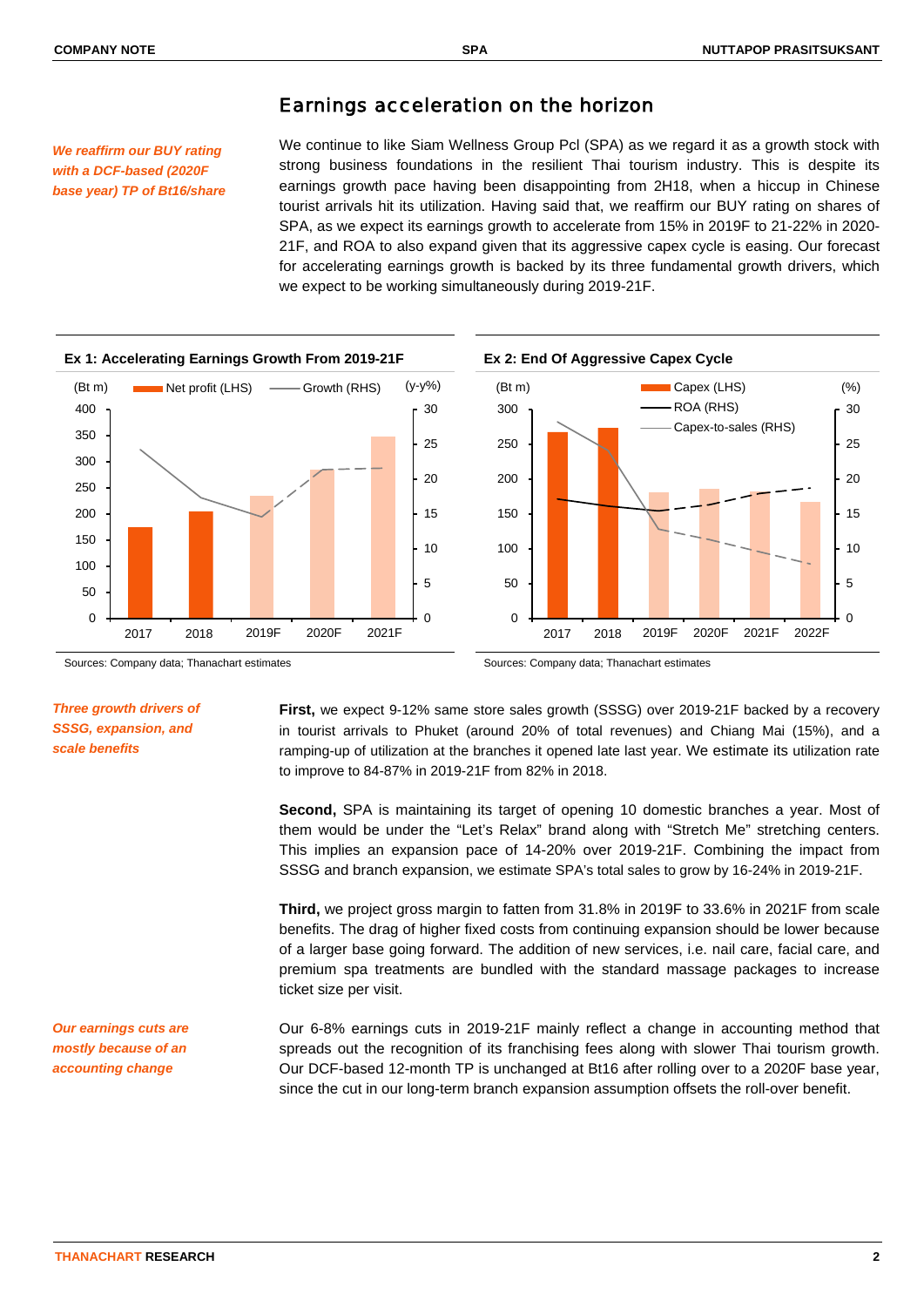## Earnings acceleration on the horizon

*We reaffirm our BUY rating with a DCF-based (2020F base year) TP of Bt16/share*

We continue to like Siam Wellness Group Pcl (SPA) as we regard it as a growth stock with strong business foundations in the resilient Thai tourism industry. This is despite its earnings growth pace having been disappointing from 2H18, when a hiccup in Chinese tourist arrivals hit its utilization. Having said that, we reaffirm our BUY rating on shares of SPA, as we expect its earnings growth to accelerate from 15% in 2019F to 21-22% in 2020-21F, and ROA to also expand given that its aggressive capex cycle is easing. Our forecast for accelerating earnings growth is backed by its three fundamental growth drivers, which we expect to be working simultaneously during 2019-21F.

**Ex 1: Accelerating Earnings Growth From 2019-21F**

Sources: Company data; Thanachart estimates

**Ex 2: End Of Aggressive Capex Cycle**

Sources: Company data; Thanachart estimates

*Three growth drivers of SSSG, expansion, and scale benefits*

**First,** we expect 9-12% same store sales growth (SSSG) over 2019-21F backed by a recovery in tourist arrivals to Phuket (around 20% of total revenues) and Chiang Mai (15%), and a ramping-up of utilization at the branches it opened late last year. We estimate its utilization rate to improve to 84-87% in 2019-21F from 82% in 2018.

**Second,** SPA is maintaining its target of opening 10 domestic branches a year. Most of them would be under the "Let's Relax" brand along with "Stretch Me" stretching centers. This implies an expansion pace of 14-20% over 2019-21F. Combining the impact from SSSG and branch expansion, we estimate SPA's total sales to grow by 16-24% in 2019-21F.

**Third,** we project gross margin to fatten from 31.8% in 2019F to 33.6% in 2021F from scale benefits. The drag of higher fixed costs from continuing expansion should be lower because of a larger base going forward. The addition of new services, i.e. nail care, facial care, and premium spa treatments are bundled with the standard massage packages to increase ticket size per visit.

*Our earnings cuts are mostly because of an accounting change*

Our 6-8% earnings cuts in 2019-21F mainly reflect a change in accounting method that spreads out the recognition of its franchising fees along with slower Thai tourism growth. Our DCF-based 12-month TP is unchanged at Bt16 after rolling over to a 2020F base year, since the cut in our long-term branch expansion assumption offsets the roll-over benefit.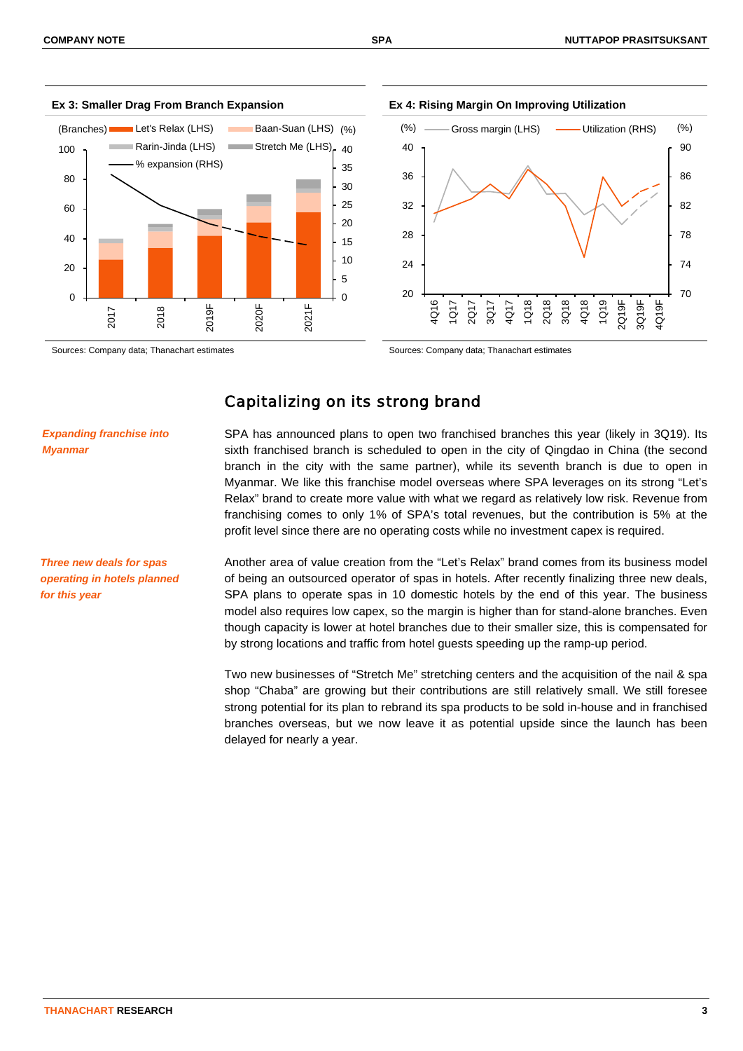**Ex 3: Smaller Drag From Branch Expansion**

Sources: Company data; Thanachart estimates

**Ex 4: Rising Margin On Improving Utilization**

Sources: Company data; Thanachart estimates

## Capitalizing on its strong brand

***Expanding franchise into Myanmar***

SPA has announced plans to open two franchised branches this year (likely in 3Q19). Its sixth franchised branch is scheduled to open in the city of Qingdao in China (the second branch in the city with the same partner), while its seventh branch is due to open in Myanmar. We like this franchise model overseas where SPA leverages on its strong "Let's Relax" brand to create more value with what we regard as relatively low risk. Revenue from franchising comes to only 1% of SPA's total revenues, but the contribution is 5% at the profit level since there are no operating costs while no investment capex is required.

***Three new deals for spas operating in hotels planned for this year***

Another area of value creation from the "Let's Relax" brand comes from its business model of being an outsourced operator of spas in hotels. After recently finalizing three new deals, SPA plans to operate spas in 10 domestic hotels by the end of this year. The business model also requires low capex, so the margin is higher than for stand-alone branches. Even though capacity is lower at hotel branches due to their smaller size, this is compensated for by strong locations and traffic from hotel guests speeding up the ramp-up period.

Two new businesses of "Stretch Me" stretching centers and the acquisition of the nail & spa shop "Chaba" are growing but their contributions are still relatively small. We still foresee strong potential for its plan to rebrand its spa products to be sold in-house and in franchised branches overseas, but we now leave it as potential upside since the launch has been delayed for nearly a year.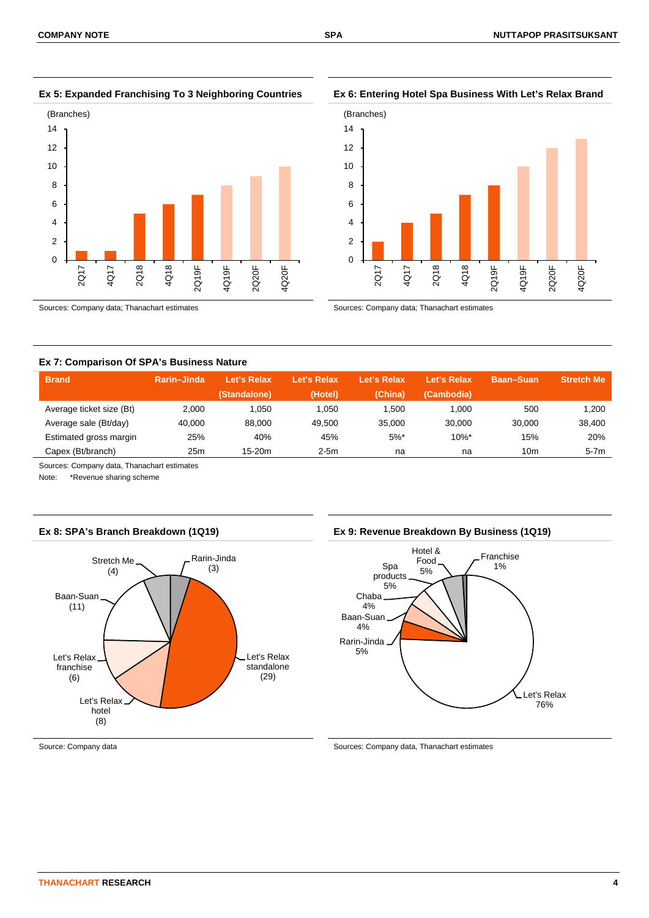### Ex 5: Expanded Franchising To 3 Neighboring Countries

(Branches)

| Period | Branches |
|---|---|
| 2Q17 | 1 |
| 4Q17 | 1 |
| 2Q18 | 5 |
| 4Q18 | 6 |
| 2Q19F | 7 |
| 4Q19F | 8 |
| 2Q20F | 9 |
| 4Q20F | 10 |

Sources: Company data; Thanachart estimates

### Ex 6: Entering Hotel Spa Business With Let's Relax Brand

(Branches)

| Period | Branches |
|---|---|
| 2Q17 | 2 |
| 4Q17 | 4 |
| 2Q18 | 5 |
| 4Q18 | 7 |
| 2Q19F | 8 |
| 4Q19F | 10 |
| 2Q20F | 12 |
| 4Q20F | 13 |

Sources: Company data; Thanachart estimates

### Ex 7: Comparison Of SPA's Business Nature

| Brand | Rarin–Jinda | Let's Relax (Standalone) | Let's Relax (Hotel) | Let's Relax (China) | Let's Relax (Cambodia) | Baan–Suan | Stretch Me |
|---|---|---|---|---|---|---|---|
| Average ticket size (Bt) | 2,000 | 1,050 | 1,050 | 1,500 | 1,000 | 500 | 1,200 |
| Average sale (Bt/day) | 40,000 | 88,000 | 49,500 | 35,000 | 30,000 | 30,000 | 38,400 |
| Estimated gross margin | 25% | 40% | 45% | 5%* | 10%* | 15% | 20% |
| Capex (Bt/branch) | 25m | 15-20m | 2-5m | na | na | 10m | 5-7m |

Sources: Company data, Thanachart estimates

Note: *Revenue sharing scheme

### Ex 8: SPA's Branch Breakdown (1Q19)

| Brand | Branches |
|---|---|
| Rarin-Jinda | 3 |
| Let's Relax standalone | 29 |
| Let's Relax hotel | 8 |
| Let's Relax franchise | 6 |
| Baan-Suan | 11 |
| Stretch Me | 4 |

Source: Company data

### Ex 9: Revenue Breakdown By Business (1Q19)

| Business | Share |
|---|---|
| Let's Relax | 76% |
| Rarin-Jinda | 5% |
| Baan-Suan | 4% |
| Chaba | 4% |
| Spa products | 5% |
| Hotel & Food | 5% |
| Franchise | 1% |

Sources: Company data, Thanachart estimates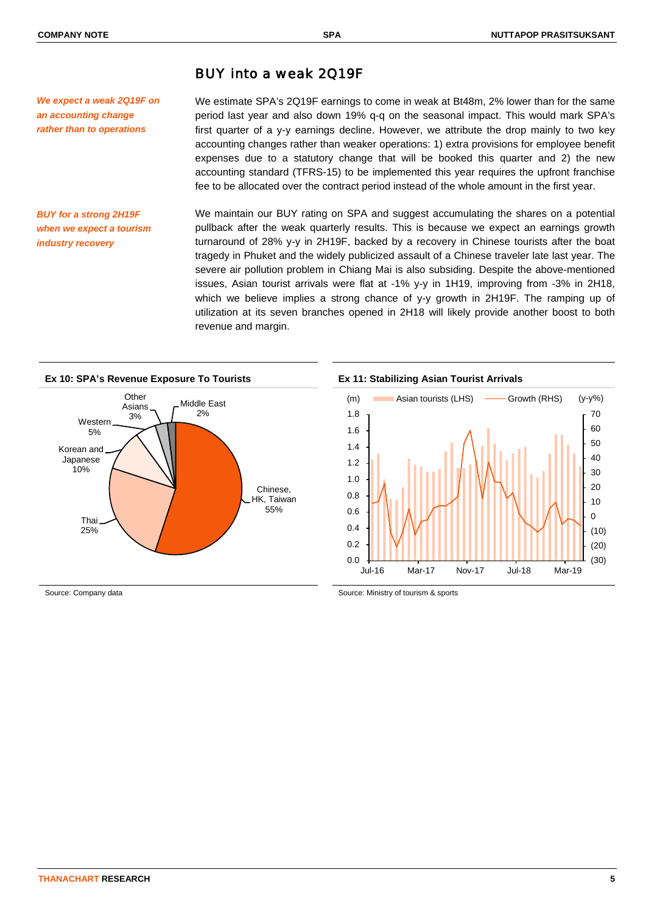## BUY into a weak 2Q19F

***We expect a weak 2Q19F on an accounting change rather than to operations***

We estimate SPA's 2Q19F earnings to come in weak at Bt48m, 2% lower than for the same period last year and also down 19% q-q on the seasonal impact. This would mark SPA's first quarter of a y-y earnings decline. However, we attribute the drop mainly to two key accounting changes rather than weaker operations: 1) extra provisions for employee benefit expenses due to a statutory change that will be booked this quarter and 2) the new accounting standard (TFRS-15) to be implemented this year requires the upfront franchise fee to be allocated over the contract period instead of the whole amount in the first year.

***BUY for a strong 2H19F when we expect a tourism industry recovery***

We maintain our BUY rating on SPA and suggest accumulating the shares on a potential pullback after the weak quarterly results. This is because we expect an earnings growth turnaround of 28% y-y in 2H19F, backed by a recovery in Chinese tourists after the boat tragedy in Phuket and the widely publicized assault of a Chinese traveler late last year. The severe air pollution problem in Chiang Mai is also subsiding. Despite the above-mentioned issues, Asian tourist arrivals were flat at -1% y-y in 1H19, improving from -3% in 2H18, which we believe implies a strong chance of y-y growth in 2H19F. The ramping up of utilization at its seven branches opened in 2H18 will likely provide another boost to both revenue and margin.

**Ex 10: SPA's Revenue Exposure To Tourists**

| Segment | Share |
|---|---|
| Chinese, HK, Taiwan | 55% |
| Thai | 25% |
| Korean and Japanese | 10% |
| Western | 5% |
| Other Asians | 3% |
| Middle East | 2% |

Source: Company data

**Ex 11: Stabilizing Asian Tourist Arrivals**

Asian tourists (LHS, m) and Growth (RHS, y-y%), Jul-16 to Mar-19

Source: Ministry of tourism & sports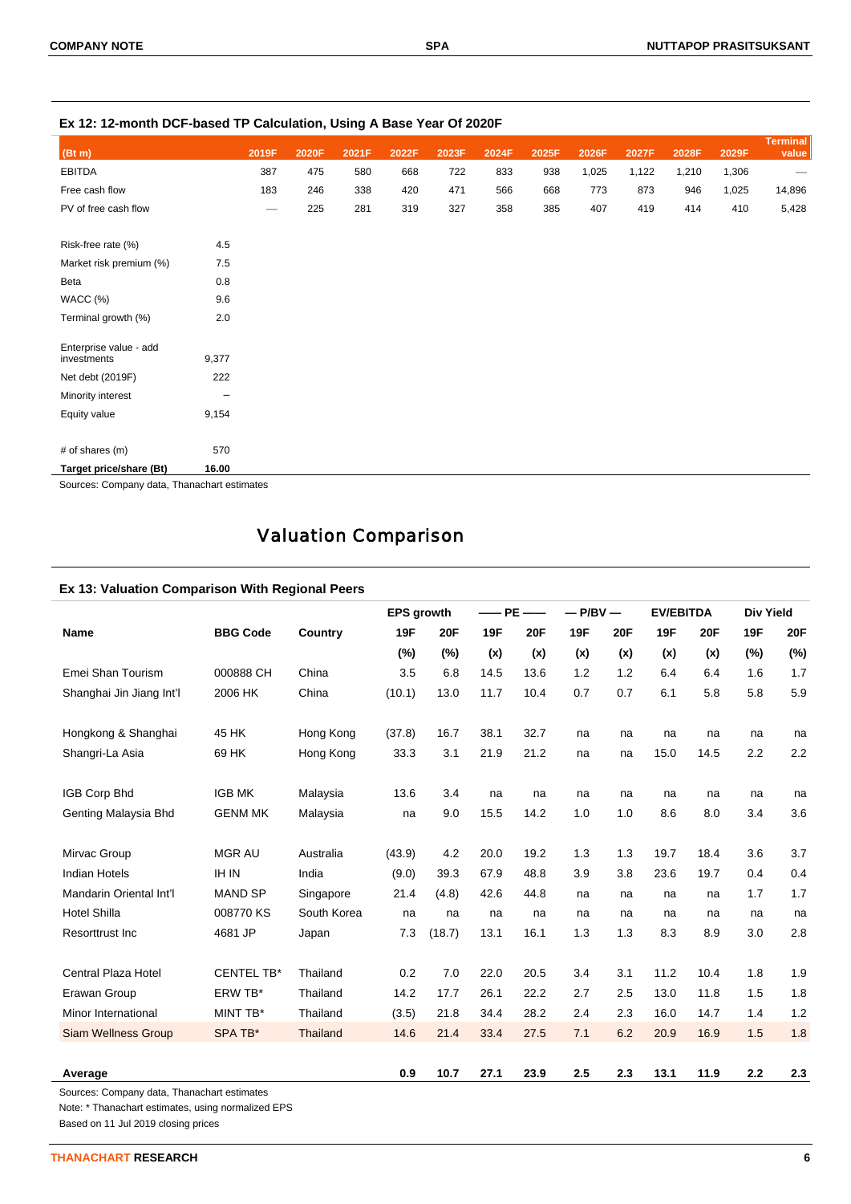### Ex 12: 12-month DCF-based TP Calculation, Using A Base Year Of 2020F

| (Bt m) | | 2019F | 2020F | 2021F | 2022F | 2023F | 2024F | 2025F | 2026F | 2027F | 2028F | 2029F | Terminal value |
|---|---|---|---|---|---|---|---|---|---|---|---|---|---|
| EBITDA | | 387 | 475 | 580 | 668 | 722 | 833 | 938 | 1,025 | 1,122 | 1,210 | 1,306 | — |
| Free cash flow | | 183 | 246 | 338 | 420 | 471 | 566 | 668 | 773 | 873 | 946 | 1,025 | 14,896 |
| PV of free cash flow | | — | 225 | 281 | 319 | 327 | 358 | 385 | 407 | 419 | 414 | 410 | 5,428 |
| | | | | | | | | | | | | | |
| Risk-free rate (%) | 4.5 | | | | | | | | | | | | |
| Market risk premium (%) | 7.5 | | | | | | | | | | | | |
| Beta | 0.8 | | | | | | | | | | | | |
| WACC (%) | 9.6 | | | | | | | | | | | | |
| Terminal growth (%) | 2.0 | | | | | | | | | | | | |
| | | | | | | | | | | | | | |
| Enterprise value - add investments | 9,377 | | | | | | | | | | | | |
| Net debt (2019F) | 222 | | | | | | | | | | | | |
| Minority interest | – | | | | | | | | | | | | |
| Equity value | 9,154 | | | | | | | | | | | | |
| | | | | | | | | | | | | | |
| # of shares (m) | 570 | | | | | | | | | | | | |
| **Target price/share (Bt)** | **16.00** | | | | | | | | | | | | |

Sources: Company data, Thanachart estimates

## Valuation Comparison

### Ex 13: Valuation Comparison With Regional Peers

| | | | EPS growth | | — PE — | | — P/BV — | | EV/EBITDA | | Div Yield | |
|---|---|---|---|---|---|---|---|---|---|---|---|---|
| **Name** | **BBG Code** | **Country** | **19F** | **20F** | **19F** | **20F** | **19F** | **20F** | **19F** | **20F** | **19F** | **20F** |
| | | | (%) | (%) | (x) | (x) | (x) | (x) | (x) | (x) | (%) | (%) |
| Emei Shan Tourism | 000888 CH | China | 3.5 | 6.8 | 14.5 | 13.6 | 1.2 | 1.2 | 6.4 | 6.4 | 1.6 | 1.7 |
| Shanghai Jin Jiang Int'l | 2006 HK | China | (10.1) | 13.0 | 11.7 | 10.4 | 0.7 | 0.7 | 6.1 | 5.8 | 5.8 | 5.9 |
| Hongkong & Shanghai | 45 HK | Hong Kong | (37.8) | 16.7 | 38.1 | 32.7 | na | na | na | na | na | na |
| Shangri-La Asia | 69 HK | Hong Kong | 33.3 | 3.1 | 21.9 | 21.2 | na | na | 15.0 | 14.5 | 2.2 | 2.2 |
| IGB Corp Bhd | IGB MK | Malaysia | 13.6 | 3.4 | na | na | na | na | na | na | na | na |
| Genting Malaysia Bhd | GENM MK | Malaysia | na | 9.0 | 15.5 | 14.2 | 1.0 | 1.0 | 8.6 | 8.0 | 3.4 | 3.6 |
| Mirvac Group | MGR AU | Australia | (43.9) | 4.2 | 20.0 | 19.2 | 1.3 | 1.3 | 19.7 | 18.4 | 3.6 | 3.7 |
| Indian Hotels | IH IN | India | (9.0) | 39.3 | 67.9 | 48.8 | 3.9 | 3.8 | 23.6 | 19.7 | 0.4 | 0.4 |
| Mandarin Oriental Int'l | MAND SP | Singapore | 21.4 | (4.8) | 42.6 | 44.8 | na | na | na | na | 1.7 | 1.7 |
| Hotel Shilla | 008770 KS | South Korea | na | na | na | na | na | na | na | na | na | na |
| Resorttrust Inc | 4681 JP | Japan | 7.3 | (18.7) | 13.1 | 16.1 | 1.3 | 1.3 | 8.3 | 8.9 | 3.0 | 2.8 |
| Central Plaza Hotel | CENTEL TB* | Thailand | 0.2 | 7.0 | 22.0 | 20.5 | 3.4 | 3.1 | 11.2 | 10.4 | 1.8 | 1.9 |
| Erawan Group | ERW TB* | Thailand | 14.2 | 17.7 | 26.1 | 22.2 | 2.7 | 2.5 | 13.0 | 11.8 | 1.5 | 1.8 |
| Minor International | MINT TB* | Thailand | (3.5) | 21.8 | 34.4 | 28.2 | 2.4 | 2.3 | 16.0 | 14.7 | 1.4 | 1.2 |
| Siam Wellness Group | SPA TB* | Thailand | 14.6 | 21.4 | 33.4 | 27.5 | 7.1 | 6.2 | 20.9 | 16.9 | 1.5 | 1.8 |
| **Average** | | | **0.9** | **10.7** | **27.1** | **23.9** | **2.5** | **2.3** | **13.1** | **11.9** | **2.2** | **2.3** |

Sources: Company data, Thanachart estimates

Note: * Thanachart estimates, using normalized EPS

Based on 11 Jul 2019 closing prices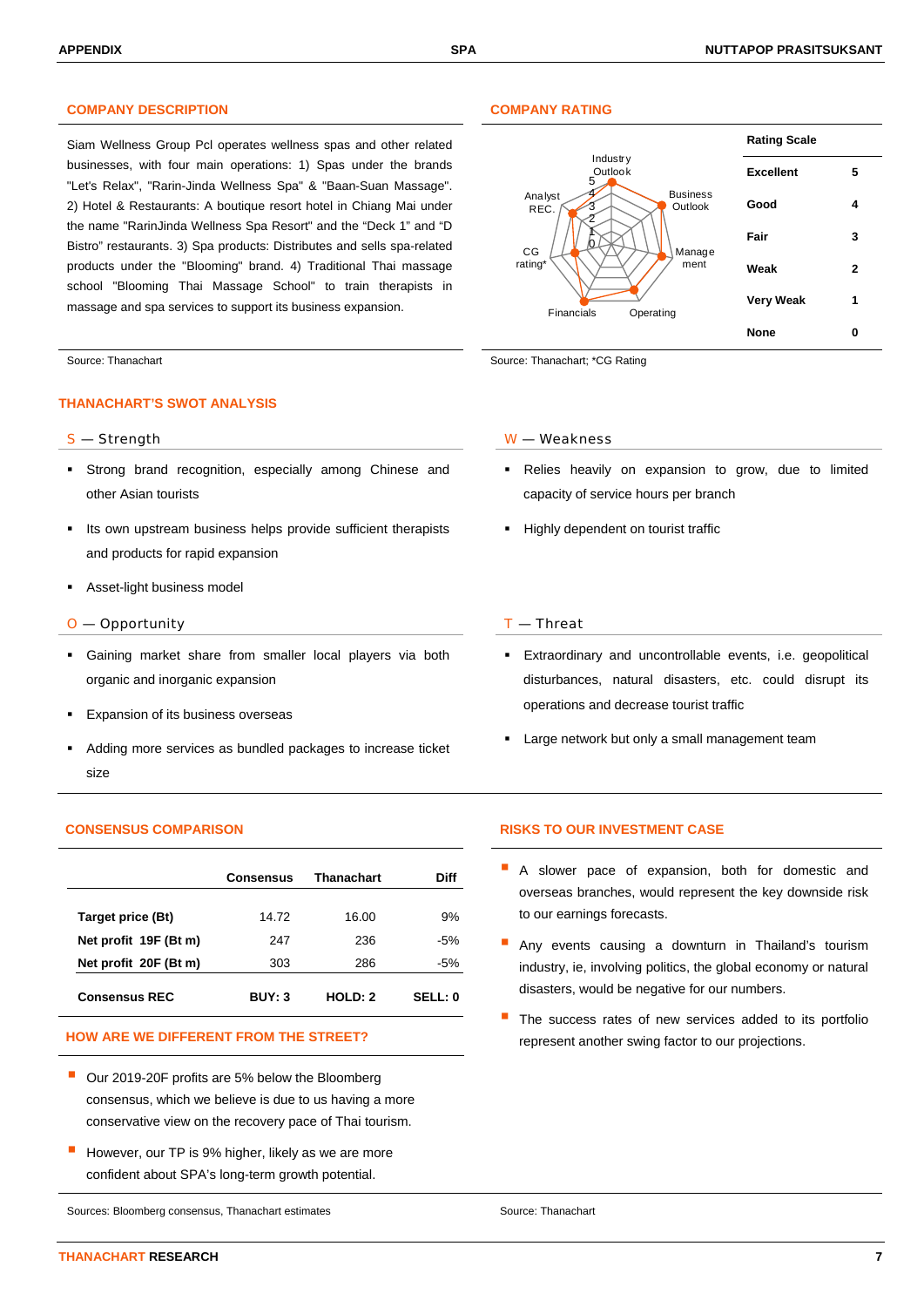## COMPANY DESCRIPTION

Siam Wellness Group Pcl operates wellness spas and other related businesses, with four main operations: 1) Spas under the brands "Let's Relax", "Rarin-Jinda Wellness Spa" & "Baan-Suan Massage". 2) Hotel & Restaurants: A boutique resort hotel in Chiang Mai under the name "RarinJinda Wellness Spa Resort" and the "Deck 1" and "D Bistro" restaurants. 3) Spa products: Distributes and sells spa-related products under the "Blooming" brand. 4) Traditional Thai massage school "Blooming Thai Massage School" to train therapists in massage and spa services to support its business expansion.

Source: Thanachart

## COMPANY RATING

Industry Outlook, Business Outlook, Management, Operating, Financials, CG rating*, Analyst REC.

| Rating Scale | |
|---|---|
| Excellent | 5 |
| Good | 4 |
| Fair | 3 |
| Weak | 2 |
| Very Weak | 1 |
| None | 0 |

Source: Thanachart; *CG Rating

## THANACHART'S SWOT ANALYSIS

### S — Strength

- Strong brand recognition, especially among Chinese and other Asian tourists
- Its own upstream business helps provide sufficient therapists and products for rapid expansion
- Asset-light business model

### W — Weakness

- Relies heavily on expansion to grow, due to limited capacity of service hours per branch
- Highly dependent on tourist traffic

### O — Opportunity

- Gaining market share from smaller local players via both organic and inorganic expansion
- Expansion of its business overseas
- Adding more services as bundled packages to increase ticket size

### T — Threat

- Extraordinary and uncontrollable events, i.e. geopolitical disturbances, natural disasters, etc. could disrupt its operations and decrease tourist traffic
- Large network but only a small management team

## CONSENSUS COMPARISON

| | Consensus | Thanachart | Diff |
|---|---|---|---|
| **Target price (Bt)** | 14.72 | 16.00 | 9% |
| **Net profit 19F (Bt m)** | 247 | 236 | -5% |
| **Net profit 20F (Bt m)** | 303 | 286 | -5% |
| **Consensus REC** | **BUY: 3** | **HOLD: 2** | **SELL: 0** |

## HOW ARE WE DIFFERENT FROM THE STREET?

- Our 2019-20F profits are 5% below the Bloomberg consensus, which we believe is due to us having a more conservative view on the recovery pace of Thai tourism.
- However, our TP is 9% higher, likely as we are more confident about SPA's long-term growth potential.

Sources: Bloomberg consensus, Thanachart estimates

## RISKS TO OUR INVESTMENT CASE

- A slower pace of expansion, both for domestic and overseas branches, would represent the key downside risk to our earnings forecasts.
- Any events causing a downturn in Thailand's tourism industry, ie, involving politics, the global economy or natural disasters, would be negative for our numbers.
- The success rates of new services added to its portfolio represent another swing factor to our projections.

Source: Thanachart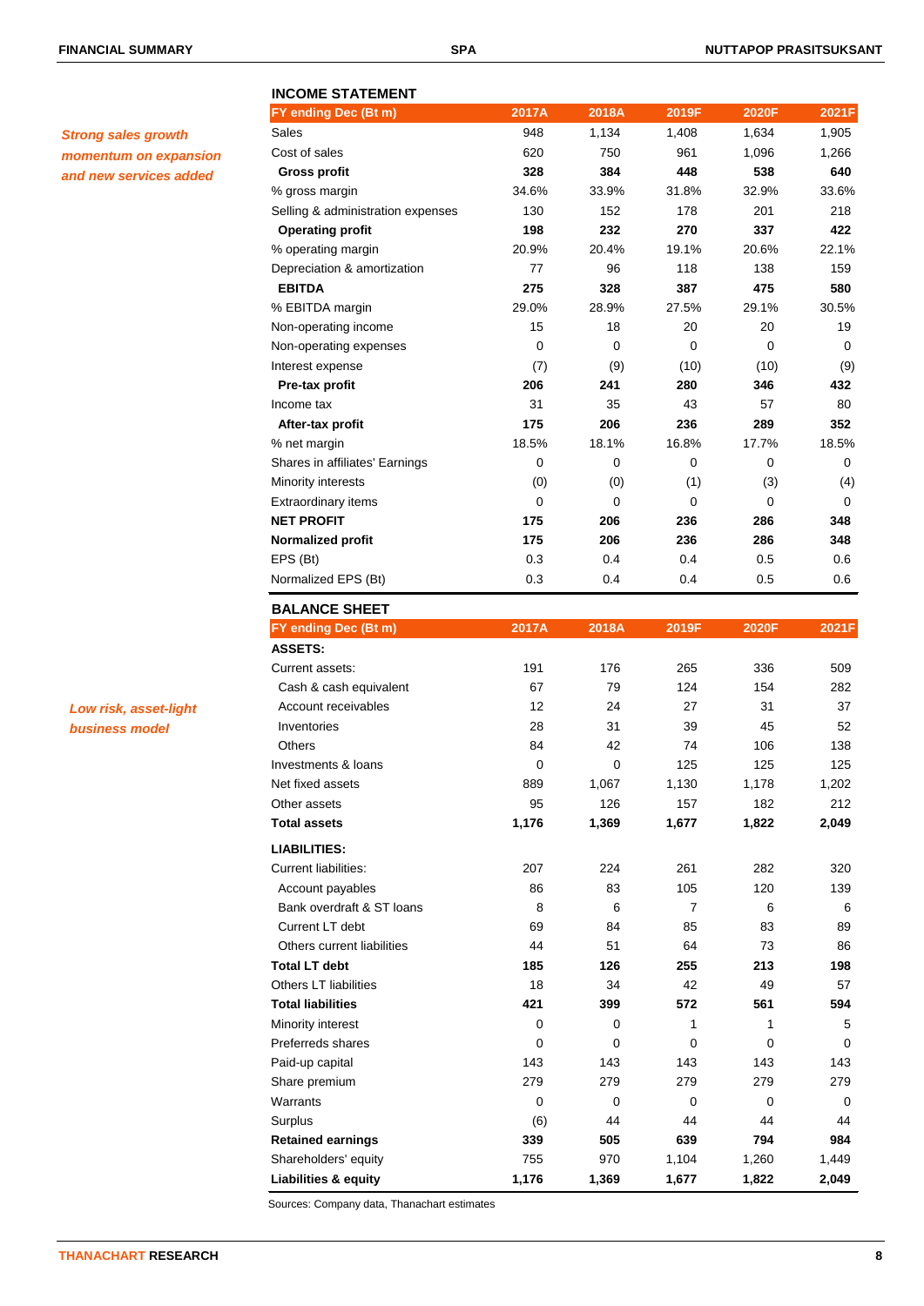*Strong sales growth momentum on expansion and new services added*

### INCOME STATEMENT

| FY ending Dec (Bt m) | 2017A | 2018A | 2019F | 2020F | 2021F |
|---|---|---|---|---|---|
| Sales | 948 | 1,134 | 1,408 | 1,634 | 1,905 |
| Cost of sales | 620 | 750 | 961 | 1,096 | 1,266 |
| **Gross profit** | **328** | **384** | **448** | **538** | **640** |
| % gross margin | 34.6% | 33.9% | 31.8% | 32.9% | 33.6% |
| Selling & administration expenses | 130 | 152 | 178 | 201 | 218 |
| **Operating profit** | **198** | **232** | **270** | **337** | **422** |
| % operating margin | 20.9% | 20.4% | 19.1% | 20.6% | 22.1% |
| Depreciation & amortization | 77 | 96 | 118 | 138 | 159 |
| **EBITDA** | **275** | **328** | **387** | **475** | **580** |
| % EBITDA margin | 29.0% | 28.9% | 27.5% | 29.1% | 30.5% |
| Non-operating income | 15 | 18 | 20 | 20 | 19 |
| Non-operating expenses | 0 | 0 | 0 | 0 | 0 |
| Interest expense | (7) | (9) | (10) | (10) | (9) |
| **Pre-tax profit** | **206** | **241** | **280** | **346** | **432** |
| Income tax | 31 | 35 | 43 | 57 | 80 |
| **After-tax profit** | **175** | **206** | **236** | **289** | **352** |
| % net margin | 18.5% | 18.1% | 16.8% | 17.7% | 18.5% |
| Shares in affiliates' Earnings | 0 | 0 | 0 | 0 | 0 |
| Minority interests | (0) | (0) | (1) | (3) | (4) |
| Extraordinary items | 0 | 0 | 0 | 0 | 0 |
| **NET PROFIT** | **175** | **206** | **236** | **286** | **348** |
| **Normalized profit** | **175** | **206** | **236** | **286** | **348** |
| EPS (Bt) | 0.3 | 0.4 | 0.4 | 0.5 | 0.6 |
| Normalized EPS (Bt) | 0.3 | 0.4 | 0.4 | 0.5 | 0.6 |

*Low risk, asset-light business model*

### BALANCE SHEET

| FY ending Dec (Bt m) | 2017A | 2018A | 2019F | 2020F | 2021F |
|---|---|---|---|---|---|
| **ASSETS:** | | | | | |
| Current assets: | 191 | 176 | 265 | 336 | 509 |
| Cash & cash equivalent | 67 | 79 | 124 | 154 | 282 |
| Account receivables | 12 | 24 | 27 | 31 | 37 |
| Inventories | 28 | 31 | 39 | 45 | 52 |
| Others | 84 | 42 | 74 | 106 | 138 |
| Investments & loans | 0 | 0 | 125 | 125 | 125 |
| Net fixed assets | 889 | 1,067 | 1,130 | 1,178 | 1,202 |
| Other assets | 95 | 126 | 157 | 182 | 212 |
| **Total assets** | **1,176** | **1,369** | **1,677** | **1,822** | **2,049** |
| **LIABILITIES:** | | | | | |
| Current liabilities: | 207 | 224 | 261 | 282 | 320 |
| Account payables | 86 | 83 | 105 | 120 | 139 |
| Bank overdraft & ST loans | 8 | 6 | 7 | 6 | 6 |
| Current LT debt | 69 | 84 | 85 | 83 | 89 |
| Others current liabilities | 44 | 51 | 64 | 73 | 86 |
| **Total LT debt** | **185** | **126** | **255** | **213** | **198** |
| Others LT liabilities | 18 | 34 | 42 | 49 | 57 |
| **Total liabilities** | **421** | **399** | **572** | **561** | **594** |
| Minority interest | 0 | 0 | 1 | 1 | 5 |
| Preferreds shares | 0 | 0 | 0 | 0 | 0 |
| Paid-up capital | 143 | 143 | 143 | 143 | 143 |
| Share premium | 279 | 279 | 279 | 279 | 279 |
| Warrants | 0 | 0 | 0 | 0 | 0 |
| Surplus | (6) | 44 | 44 | 44 | 44 |
| **Retained earnings** | **339** | **505** | **639** | **794** | **984** |
| Shareholders' equity | 755 | 970 | 1,104 | 1,260 | 1,449 |
| **Liabilities & equity** | **1,176** | **1,369** | **1,677** | **1,822** | **2,049** |

Sources: Company data, Thanachart estimates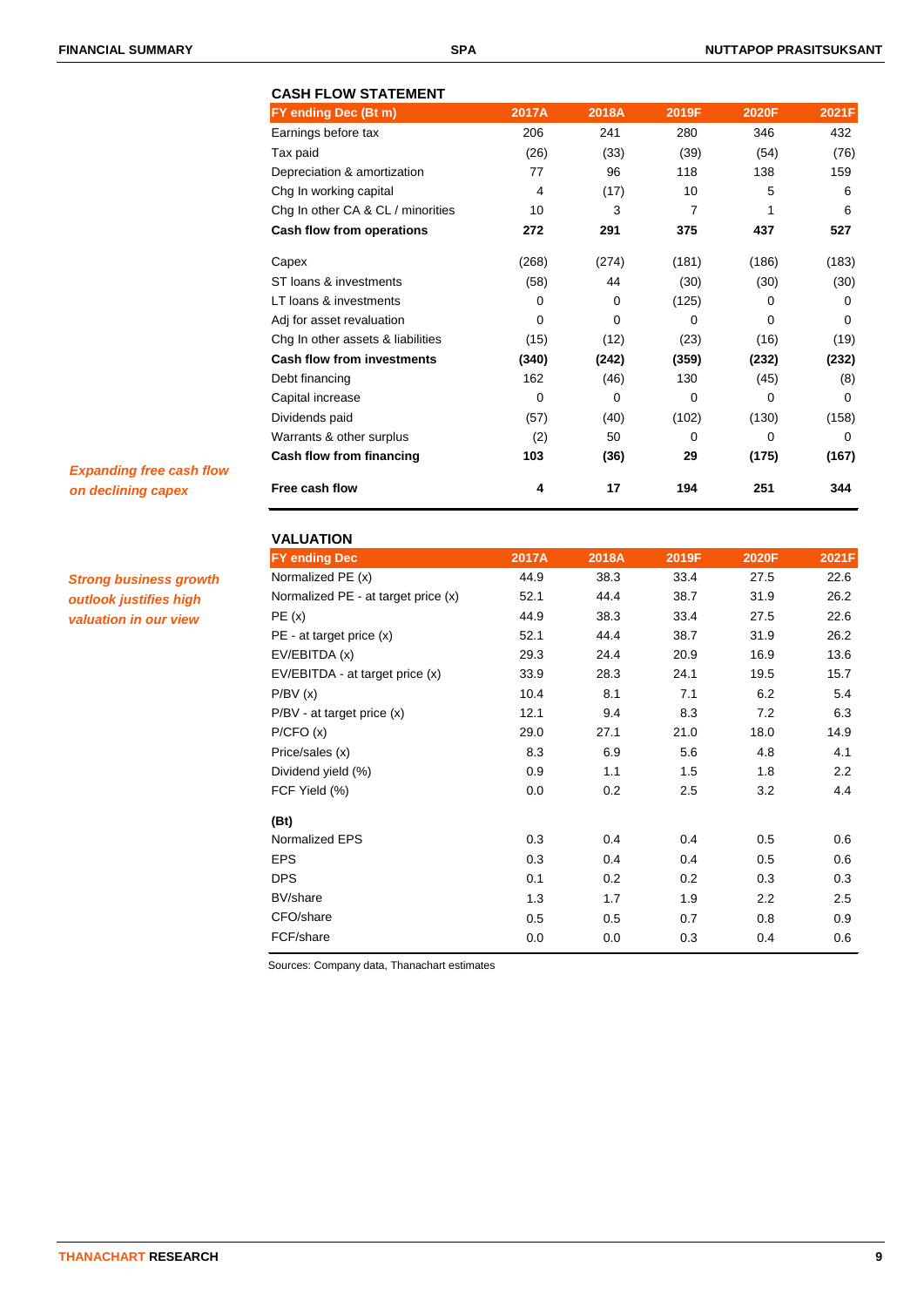### CASH FLOW STATEMENT

| FY ending Dec (Bt m) | 2017A | 2018A | 2019F | 2020F | 2021F |
|---|---|---|---|---|---|
| Earnings before tax | 206 | 241 | 280 | 346 | 432 |
| Tax paid | (26) | (33) | (39) | (54) | (76) |
| Depreciation & amortization | 77 | 96 | 118 | 138 | 159 |
| Chg In working capital | 4 | (17) | 10 | 5 | 6 |
| Chg In other CA & CL / minorities | 10 | 3 | 7 | 1 | 6 |
| **Cash flow from operations** | **272** | **291** | **375** | **437** | **527** |
| Capex | (268) | (274) | (181) | (186) | (183) |
| ST loans & investments | (58) | 44 | (30) | (30) | (30) |
| LT loans & investments | 0 | 0 | (125) | 0 | 0 |
| Adj for asset revaluation | 0 | 0 | 0 | 0 | 0 |
| Chg In other assets & liabilities | (15) | (12) | (23) | (16) | (19) |
| **Cash flow from investments** | **(340)** | **(242)** | **(359)** | **(232)** | **(232)** |
| Debt financing | 162 | (46) | 130 | (45) | (8) |
| Capital increase | 0 | 0 | 0 | 0 | 0 |
| Dividends paid | (57) | (40) | (102) | (130) | (158) |
| Warrants & other surplus | (2) | 50 | 0 | 0 | 0 |
| **Cash flow from financing** | **103** | **(36)** | **29** | **(175)** | **(167)** |
| **Free cash flow** | **4** | **17** | **194** | **251** | **344** |

*Expanding free cash flow on declining capex*

### VALUATION

| FY ending Dec | 2017A | 2018A | 2019F | 2020F | 2021F |
|---|---|---|---|---|---|
| Normalized PE (x) | 44.9 | 38.3 | 33.4 | 27.5 | 22.6 |
| Normalized PE - at target price (x) | 52.1 | 44.4 | 38.7 | 31.9 | 26.2 |
| PE (x) | 44.9 | 38.3 | 33.4 | 27.5 | 22.6 |
| PE - at target price (x) | 52.1 | 44.4 | 38.7 | 31.9 | 26.2 |
| EV/EBITDA (x) | 29.3 | 24.4 | 20.9 | 16.9 | 13.6 |
| EV/EBITDA - at target price (x) | 33.9 | 28.3 | 24.1 | 19.5 | 15.7 |
| P/BV (x) | 10.4 | 8.1 | 7.1 | 6.2 | 5.4 |
| P/BV - at target price (x) | 12.1 | 9.4 | 8.3 | 7.2 | 6.3 |
| P/CFO (x) | 29.0 | 27.1 | 21.0 | 18.0 | 14.9 |
| Price/sales (x) | 8.3 | 6.9 | 5.6 | 4.8 | 4.1 |
| Dividend yield (%) | 0.9 | 1.1 | 1.5 | 1.8 | 2.2 |
| FCF Yield (%) | 0.0 | 0.2 | 2.5 | 3.2 | 4.4 |
| **(Bt)** | | | | | |
| Normalized EPS | 0.3 | 0.4 | 0.4 | 0.5 | 0.6 |
| EPS | 0.3 | 0.4 | 0.4 | 0.5 | 0.6 |
| DPS | 0.1 | 0.2 | 0.2 | 0.3 | 0.3 |
| BV/share | 1.3 | 1.7 | 1.9 | 2.2 | 2.5 |
| CFO/share | 0.5 | 0.5 | 0.7 | 0.8 | 0.9 |
| FCF/share | 0.0 | 0.0 | 0.3 | 0.4 | 0.6 |

*Strong business growth outlook justifies high valuation in our view*

Sources: Company data, Thanachart estimates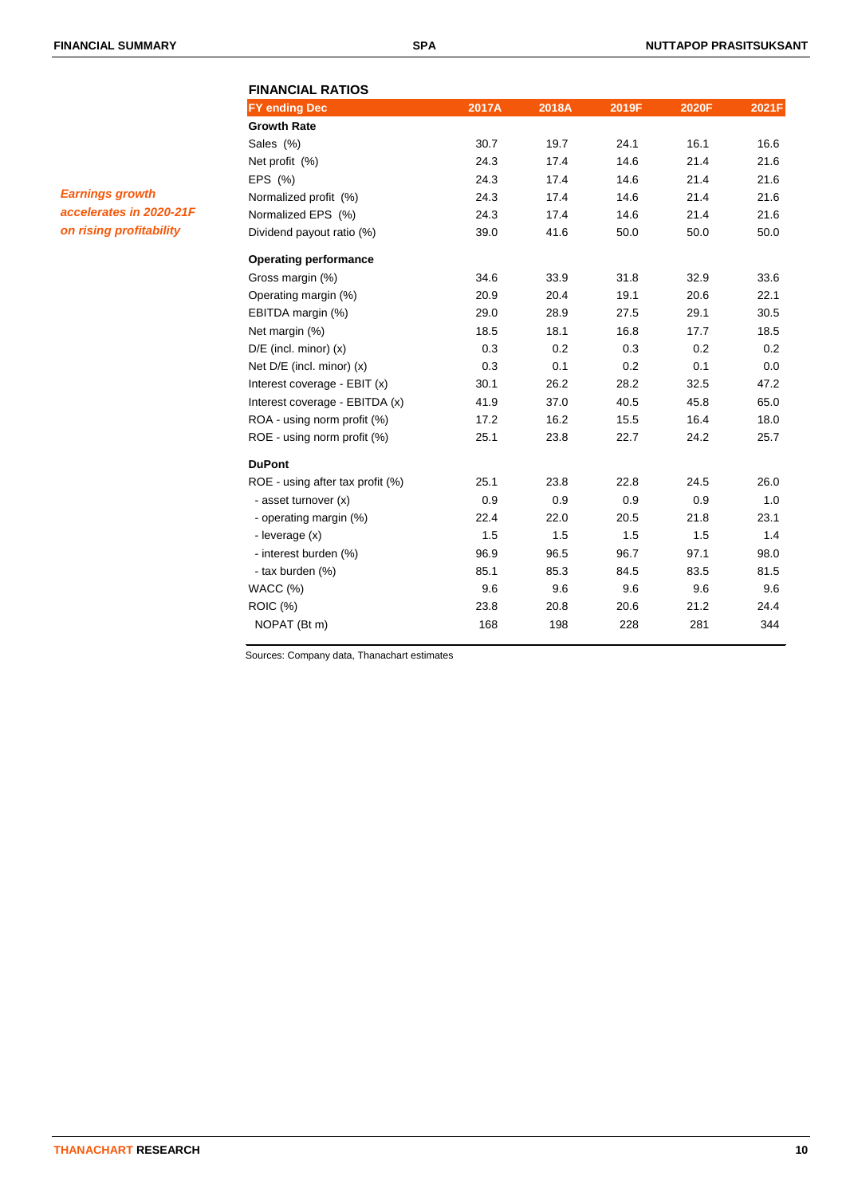*Earnings growth accelerates in 2020-21F on rising profitability*

## FINANCIAL RATIOS

| FY ending Dec | 2017A | 2018A | 2019F | 2020F | 2021F |
|---|---|---|---|---|---|
| **Growth Rate** | | | | | |
| Sales (%) | 30.7 | 19.7 | 24.1 | 16.1 | 16.6 |
| Net profit (%) | 24.3 | 17.4 | 14.6 | 21.4 | 21.6 |
| EPS (%) | 24.3 | 17.4 | 14.6 | 21.4 | 21.6 |
| Normalized profit (%) | 24.3 | 17.4 | 14.6 | 21.4 | 21.6 |
| Normalized EPS (%) | 24.3 | 17.4 | 14.6 | 21.4 | 21.6 |
| Dividend payout ratio (%) | 39.0 | 41.6 | 50.0 | 50.0 | 50.0 |
| **Operating performance** | | | | | |
| Gross margin (%) | 34.6 | 33.9 | 31.8 | 32.9 | 33.6 |
| Operating margin (%) | 20.9 | 20.4 | 19.1 | 20.6 | 22.1 |
| EBITDA margin (%) | 29.0 | 28.9 | 27.5 | 29.1 | 30.5 |
| Net margin (%) | 18.5 | 18.1 | 16.8 | 17.7 | 18.5 |
| D/E (incl. minor) (x) | 0.3 | 0.2 | 0.3 | 0.2 | 0.2 |
| Net D/E (incl. minor) (x) | 0.3 | 0.1 | 0.2 | 0.1 | 0.0 |
| Interest coverage - EBIT (x) | 30.1 | 26.2 | 28.2 | 32.5 | 47.2 |
| Interest coverage - EBITDA (x) | 41.9 | 37.0 | 40.5 | 45.8 | 65.0 |
| ROA - using norm profit (%) | 17.2 | 16.2 | 15.5 | 16.4 | 18.0 |
| ROE - using norm profit (%) | 25.1 | 23.8 | 22.7 | 24.2 | 25.7 |
| **DuPont** | | | | | |
| ROE - using after tax profit (%) | 25.1 | 23.8 | 22.8 | 24.5 | 26.0 |
| - asset turnover (x) | 0.9 | 0.9 | 0.9 | 0.9 | 1.0 |
| - operating margin (%) | 22.4 | 22.0 | 20.5 | 21.8 | 23.1 |
| - leverage (x) | 1.5 | 1.5 | 1.5 | 1.5 | 1.4 |
| - interest burden (%) | 96.9 | 96.5 | 96.7 | 97.1 | 98.0 |
| - tax burden (%) | 85.1 | 85.3 | 84.5 | 83.5 | 81.5 |
| WACC (%) | 9.6 | 9.6 | 9.6 | 9.6 | 9.6 |
| ROIC (%) | 23.8 | 20.8 | 20.6 | 21.2 | 24.4 |
| NOPAT (Bt m) | 168 | 198 | 228 | 281 | 344 |

Sources: Company data, Thanachart estimates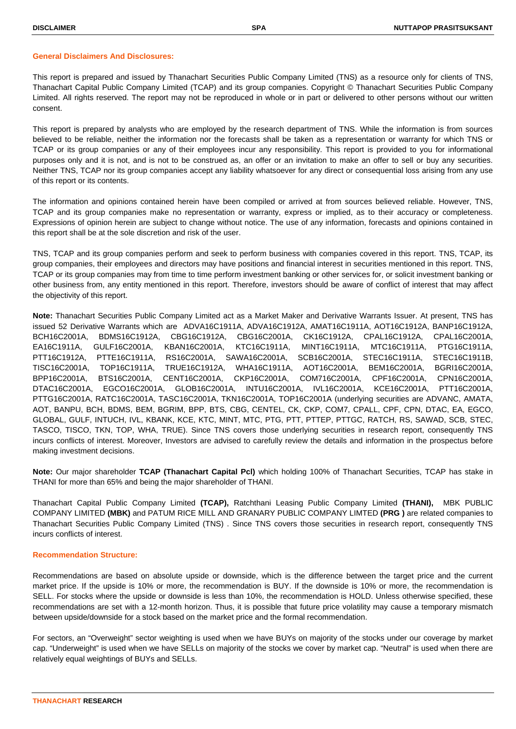## General Disclaimers And Disclosures:

This report is prepared and issued by Thanachart Securities Public Company Limited (TNS) as a resource only for clients of TNS, Thanachart Capital Public Company Limited (TCAP) and its group companies. Copyright © Thanachart Securities Public Company Limited. All rights reserved. The report may not be reproduced in whole or in part or delivered to other persons without our written consent.

This report is prepared by analysts who are employed by the research department of TNS. While the information is from sources believed to be reliable, neither the information nor the forecasts shall be taken as a representation or warranty for which TNS or TCAP or its group companies or any of their employees incur any responsibility. This report is provided to you for informational purposes only and it is not, and is not to be construed as, an offer or an invitation to make an offer to sell or buy any securities. Neither TNS, TCAP nor its group companies accept any liability whatsoever for any direct or consequential loss arising from any use of this report or its contents.

The information and opinions contained herein have been compiled or arrived at from sources believed reliable. However, TNS, TCAP and its group companies make no representation or warranty, express or implied, as to their accuracy or completeness. Expressions of opinion herein are subject to change without notice. The use of any information, forecasts and opinions contained in this report shall be at the sole discretion and risk of the user.

TNS, TCAP and its group companies perform and seek to perform business with companies covered in this report. TNS, TCAP, its group companies, their employees and directors may have positions and financial interest in securities mentioned in this report. TNS, TCAP or its group companies may from time to time perform investment banking or other services for, or solicit investment banking or other business from, any entity mentioned in this report. Therefore, investors should be aware of conflict of interest that may affect the objectivity of this report.

**Note:** Thanachart Securities Public Company Limited act as a Market Maker and Derivative Warrants Issuer. At present, TNS has issued 52 Derivative Warrants which are ADVA16C1911A, ADVA16C1912A, AMAT16C1911A, AOT16C1912A, BANP16C1912A, BCH16C2001A, BDMS16C1912A, CBG16C1912A, CBG16C2001A, CK16C1912A, CPAL16C1912A, CPAL16C2001A, EA16C1911A, GULF16C2001A, KBAN16C2001A, KTC16C1911A, MINT16C1911A, MTC16C1911A, PTG16C1911A, PTT16C1912A, PTTE16C1911A, RS16C2001A, SAWA16C2001A, SCB16C2001A, STEC16C1911A, STEC16C1911B, TISC16C2001A, TOP16C1911A, TRUE16C1912A, WHA16C1911A, AOT16C2001A, BEM16C2001A, BGRI16C2001A, BPP16C2001A, BTS16C2001A, CENT16C2001A, CKP16C2001A, COM716C2001A, CPF16C2001A, CPN16C2001A, DTAC16C2001A, EGCO16C2001A, GLOB16C2001A, INTU16C2001A, IVL16C2001A, KCE16C2001A, PTT16C2001A, PTTG16C2001A, RATC16C2001A, TASC16C2001A, TKN16C2001A, TOP16C2001A (underlying securities are ADVANC, AMATA, AOT, BANPU, BCH, BDMS, BEM, BGRIM, BPP, BTS, CBG, CENTEL, CK, CKP, COM7, CPALL, CPF, CPN, DTAC, EA, EGCO, GLOBAL, GULF, INTUCH, IVL, KBANK, KCE, KTC, MINT, MTC, PTG, PTT, PTTEP, PTTGC, RATCH, RS, SAWAD, SCB, STEC, TASCO, TISCO, TKN, TOP, WHA, TRUE). Since TNS covers those underlying securities in research report, consequently TNS incurs conflicts of interest. Moreover, Investors are advised to carefully review the details and information in the prospectus before making investment decisions.

**Note:** Our major shareholder **TCAP (Thanachart Capital Pcl)** which holding 100% of Thanachart Securities, TCAP has stake in THANI for more than 65% and being the major shareholder of THANI.

Thanachart Capital Public Company Limited **(TCAP),** Ratchthani Leasing Public Company Limited **(THANI),** MBK PUBLIC COMPANY LIMITED **(MBK)** and PATUM RICE MILL AND GRANARY PUBLIC COMPANY LIMTED **(PRG )** are related companies to Thanachart Securities Public Company Limited (TNS) . Since TNS covers those securities in research report, consequently TNS incurs conflicts of interest.

## Recommendation Structure:

Recommendations are based on absolute upside or downside, which is the difference between the target price and the current market price. If the upside is 10% or more, the recommendation is BUY. If the downside is 10% or more, the recommendation is SELL. For stocks where the upside or downside is less than 10%, the recommendation is HOLD. Unless otherwise specified, these recommendations are set with a 12-month horizon. Thus, it is possible that future price volatility may cause a temporary mismatch between upside/downside for a stock based on the market price and the formal recommendation.

For sectors, an "Overweight" sector weighting is used when we have BUYs on majority of the stocks under our coverage by market cap. "Underweight" is used when we have SELLs on majority of the stocks we cover by market cap. "Neutral" is used when there are relatively equal weightings of BUYs and SELLs.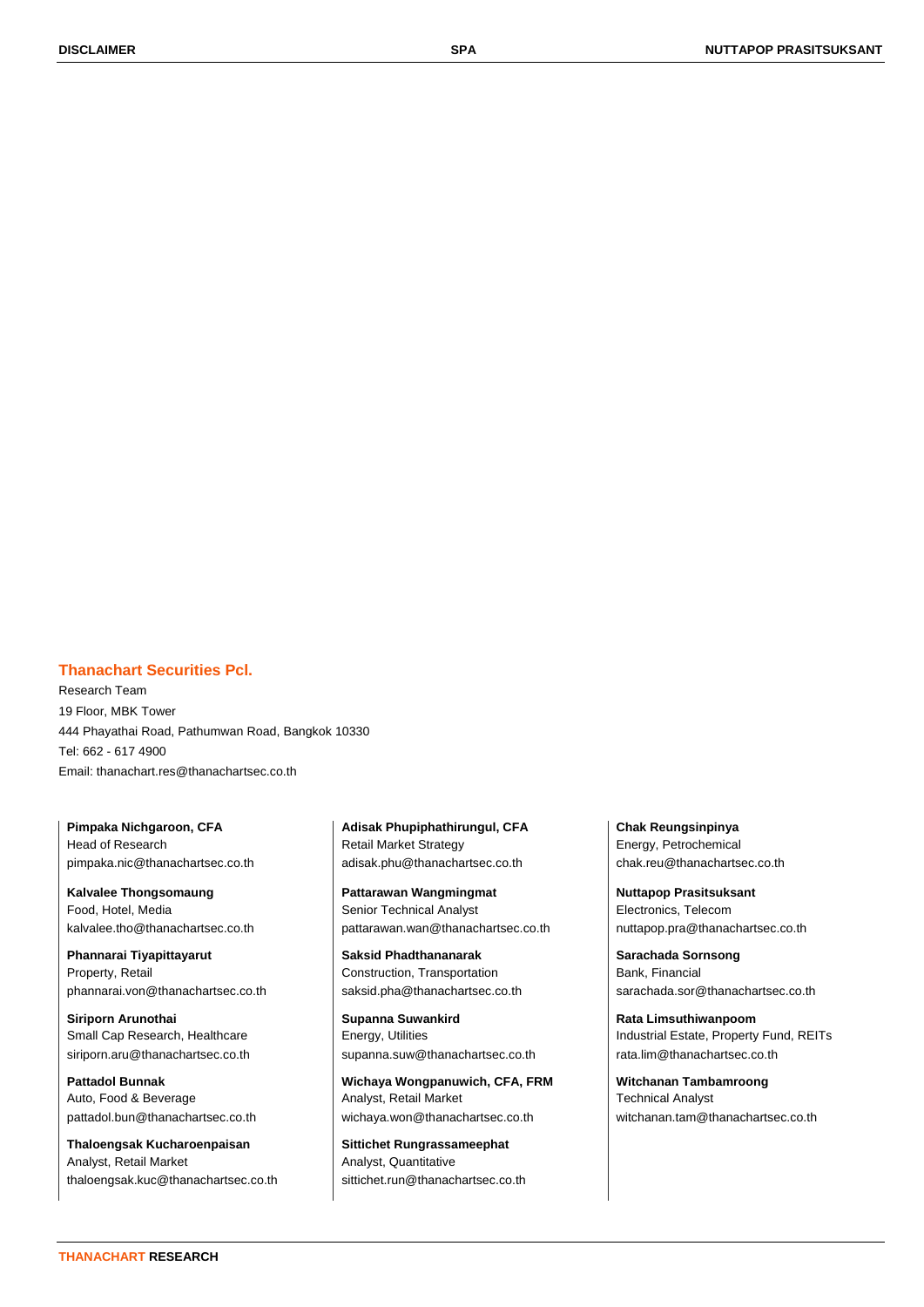## Thanachart Securities Pcl.

Research Team
19 Floor, MBK Tower
444 Phayathai Road, Pathumwan Road, Bangkok 10330
Tel: 662 - 617 4900
Email: thanachart.res@thanachartsec.co.th

**Pimpaka Nichgaroon, CFA**
Head of Research
pimpaka.nic@thanachartsec.co.th

**Kalvalee Thongsomaung**
Food, Hotel, Media
kalvalee.tho@thanachartsec.co.th

**Phannarai Tiyapittayarut**
Property, Retail
phannarai.von@thanachartsec.co.th

**Siriporn Arunothai**
Small Cap Research, Healthcare
siriporn.aru@thanachartsec.co.th

**Pattadol Bunnak**
Auto, Food & Beverage
pattadol.bun@thanachartsec.co.th

**Thaloengsak Kucharoenpaisan**
Analyst, Retail Market
thaloengsak.kuc@thanachartsec.co.th

**Adisak Phupiphathirungul, CFA**
Retail Market Strategy
adisak.phu@thanachartsec.co.th

**Pattarawan Wangmingmat**
Senior Technical Analyst
pattarawan.wan@thanachartsec.co.th

**Saksid Phadthananarak**
Construction, Transportation
saksid.pha@thanachartsec.co.th

**Supanna Suwankird**
Energy, Utilities
supanna.suw@thanachartsec.co.th

**Wichaya Wongpanuwich, CFA, FRM**
Analyst, Retail Market
wichaya.won@thanachartsec.co.th

**Sittichet Rungrassameephat**
Analyst, Quantitative
sittichet.run@thanachartsec.co.th

**Chak Reungsinpinya**
Energy, Petrochemical
chak.reu@thanachartsec.co.th

**Nuttapop Prasitsuksant**
Electronics, Telecom
nuttapop.pra@thanachartsec.co.th

**Sarachada Sornsong**
Bank, Financial
sarachada.sor@thanachartsec.co.th

**Rata Limsuthiwanpoom**
Industrial Estate, Property Fund, REITs
rata.lim@thanachartsec.co.th

**Witchanan Tambamroong**
Technical Analyst
witchanan.tam@thanachartsec.co.th